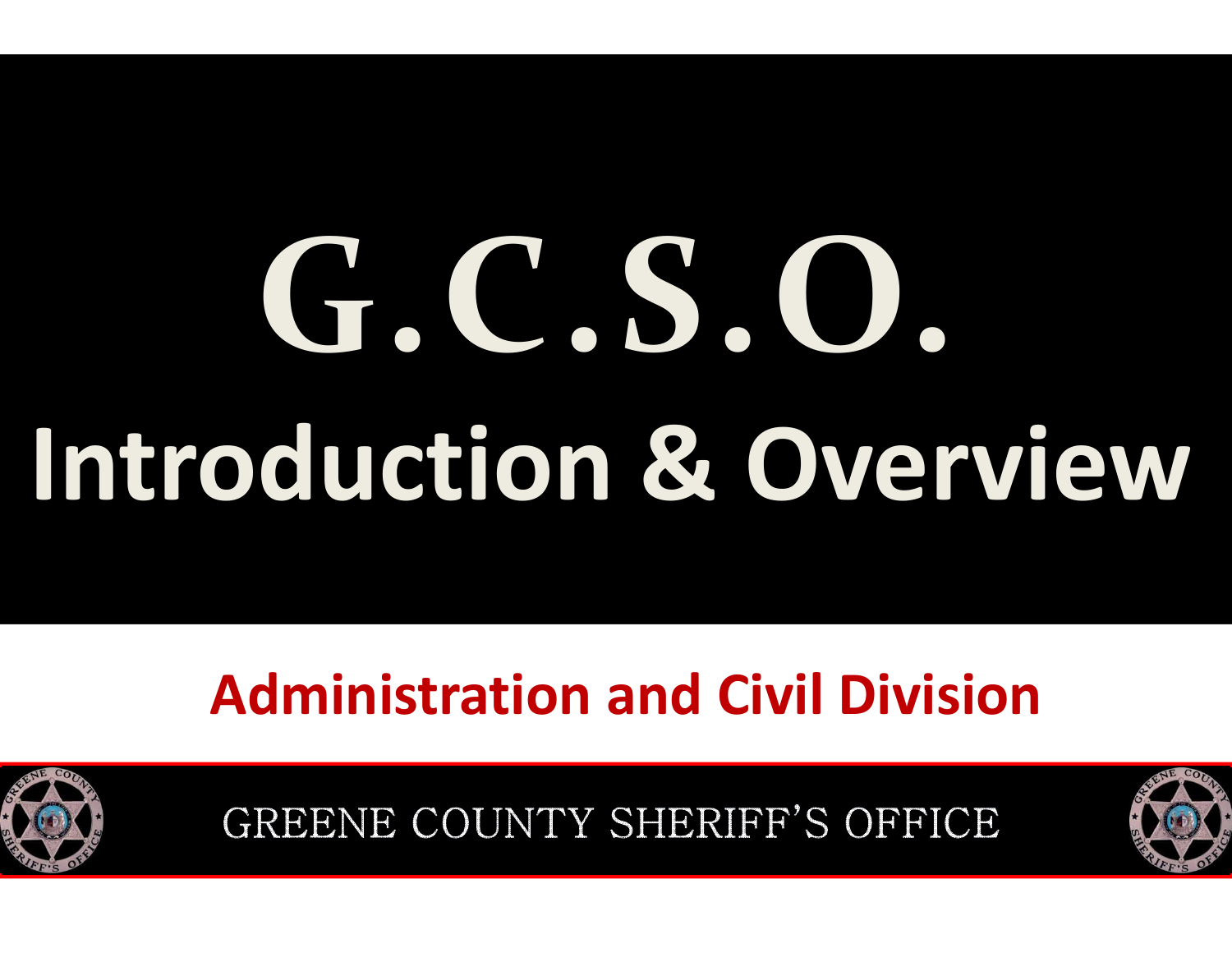# G.C.S.O.

# Introduction & Overview

## Administration and Civil Division

GREENE COUNTY SHERIFF'S OFFICE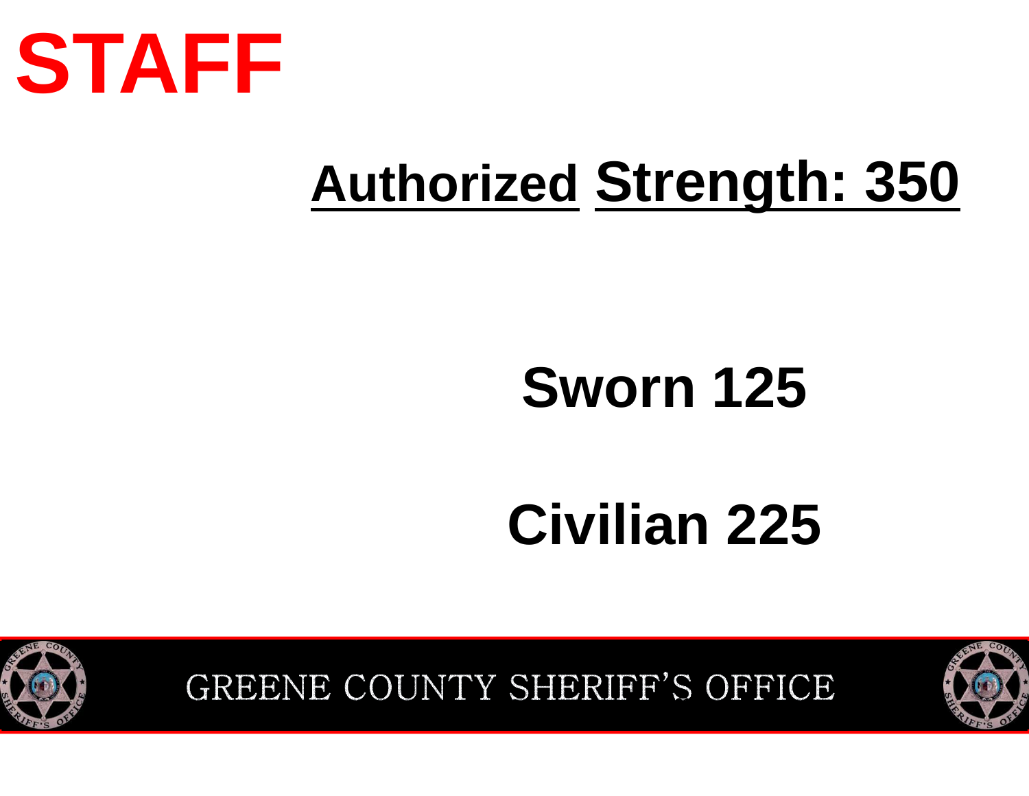# STAFF

## Authorized Strength: 350

**Sworn 125**

**Civilian 225**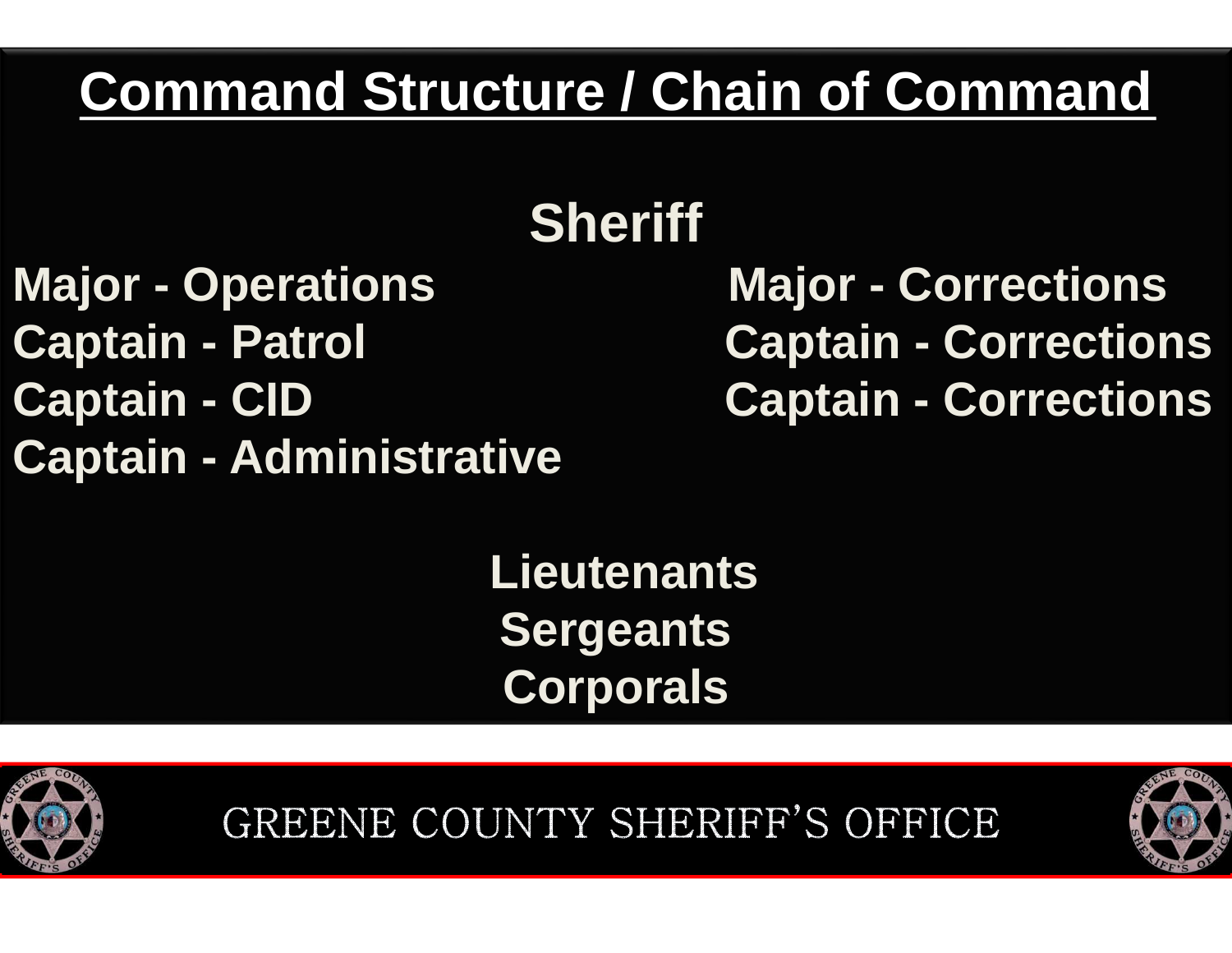# Command Structure / Chain of Command

## Sheriff

**Major - Operations**
**Captain - Patrol**
**Captain - CID**
**Captain - Administrative**

**Major - Corrections**
**Captain - Corrections**
**Captain - Corrections**

**Lieutenants**
**Sergeants**
**Corporals**

GREENE COUNTY SHERIFF'S OFFICE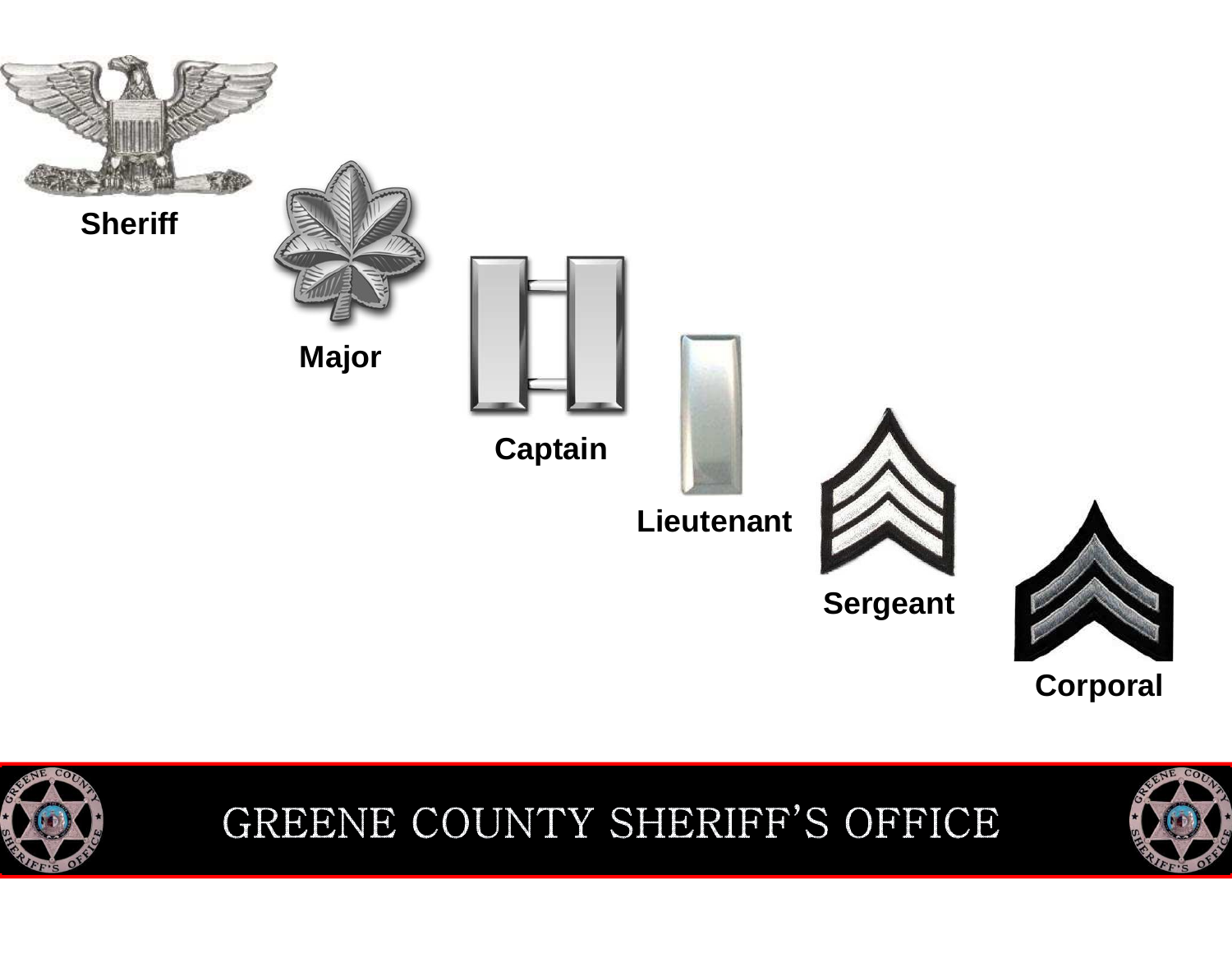Sheriff

Major

Captain

Lieutenant

Sergeant

Corporal

GREENE COUNTY SHERIFF'S OFFICE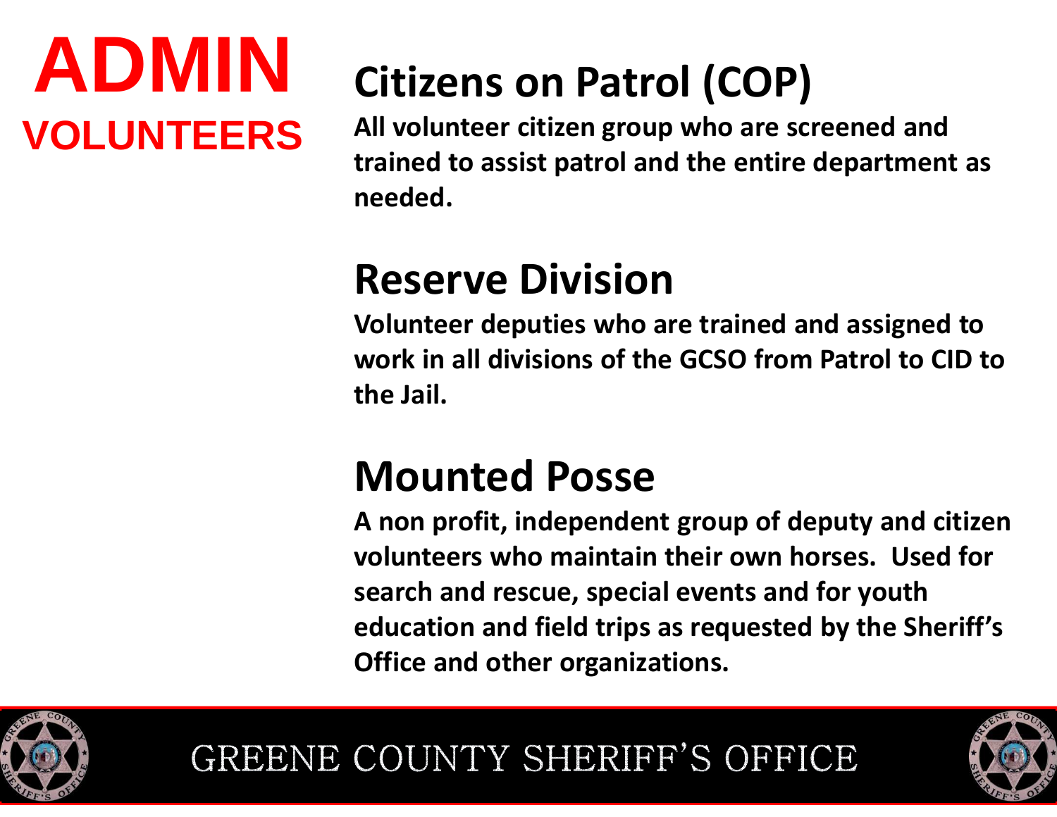# ADMIN

## VOLUNTEERS

## Citizens on Patrol (COP)

**All volunteer citizen group who are screened and trained to assist patrol and the entire department as needed.**

## Reserve Division

**Volunteer deputies who are trained and assigned to work in all divisions of the GCSO from Patrol to CID to the Jail.**

## Mounted Posse

**A non profit, independent group of deputy and citizen volunteers who maintain their own horses. Used for search and rescue, special events and for youth education and field trips as requested by the Sheriff's Office and other organizations.**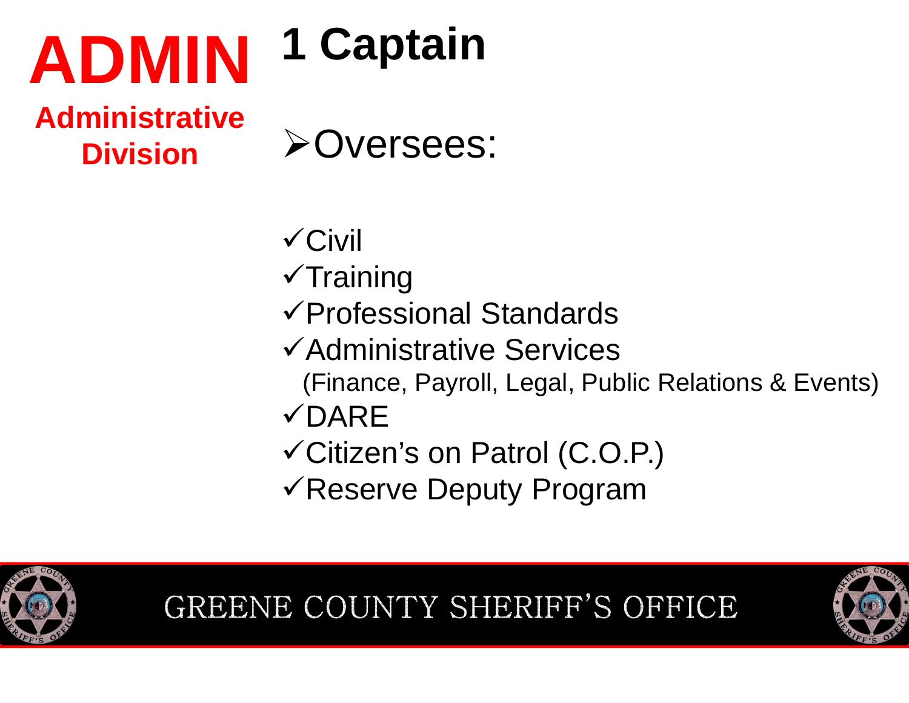# ADMIN

**Administrative Division**

## 1 Captain

- Oversees:
  - ✓Civil
  - ✓Training
  - ✓Professional Standards
  - ✓Administrative Services
    (Finance, Payroll, Legal, Public Relations & Events)
  - ✓DARE
  - ✓Citizen's on Patrol (C.O.P.)
  - ✓Reserve Deputy Program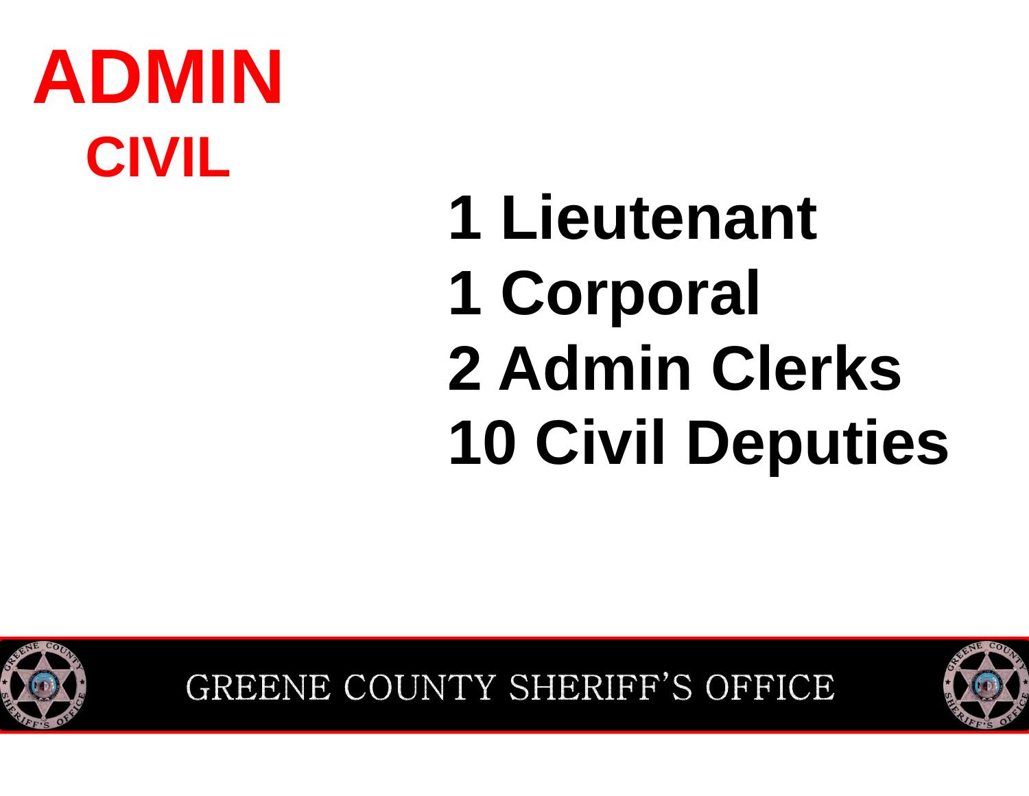# ADMIN

## CIVIL

**1 Lieutenant**
**1 Corporal**
**2 Admin Clerks**
**10 Civil Deputies**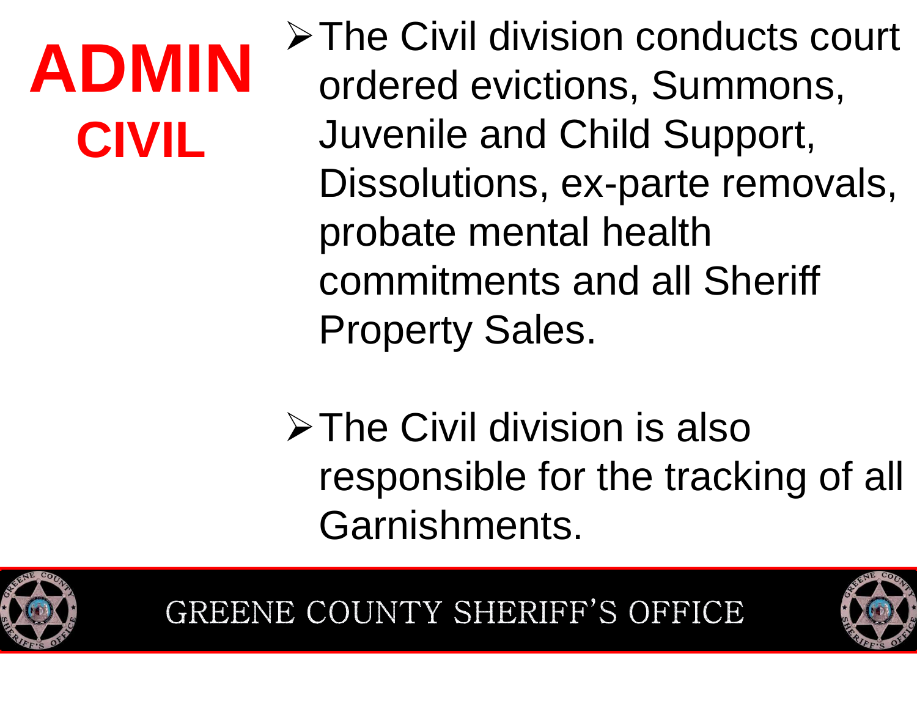# ADMIN

## CIVIL

- The Civil division conducts court ordered evictions, Summons, Juvenile and Child Support, Dissolutions, ex-parte removals, probate mental health commitments and all Sheriff Property Sales.
- The Civil division is also responsible for the tracking of all Garnishments.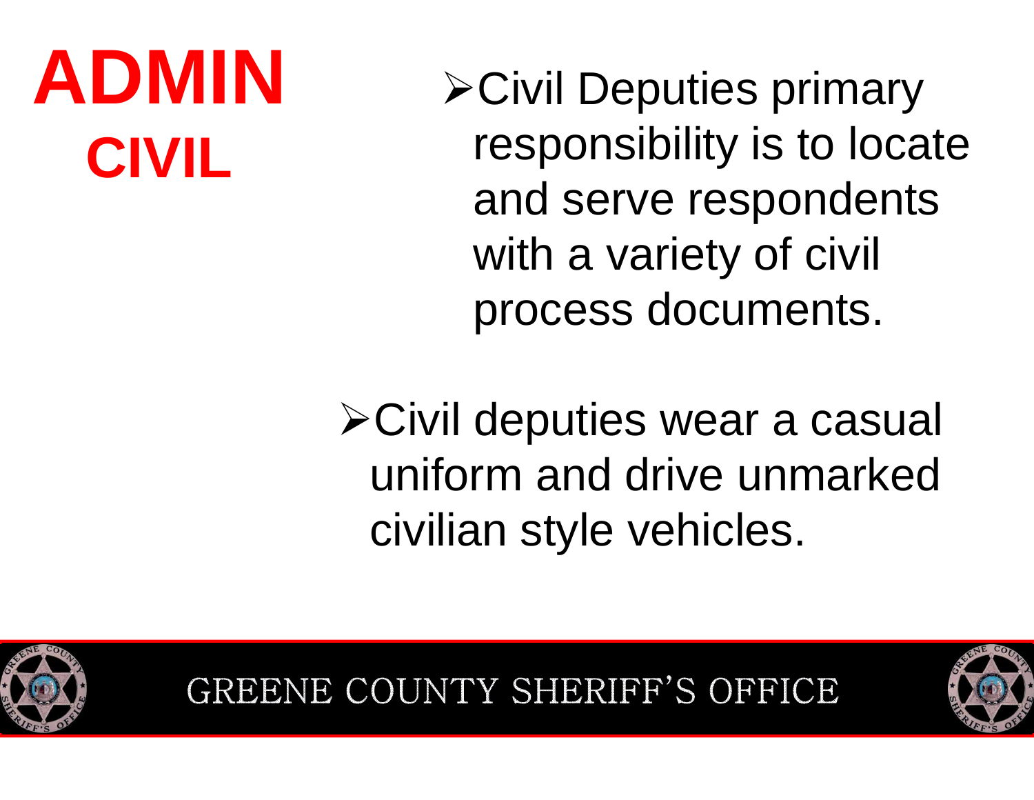# ADMIN

## CIVIL

- Civil Deputies primary responsibility is to locate and serve respondents with a variety of civil process documents.
- Civil deputies wear a casual uniform and drive unmarked civilian style vehicles.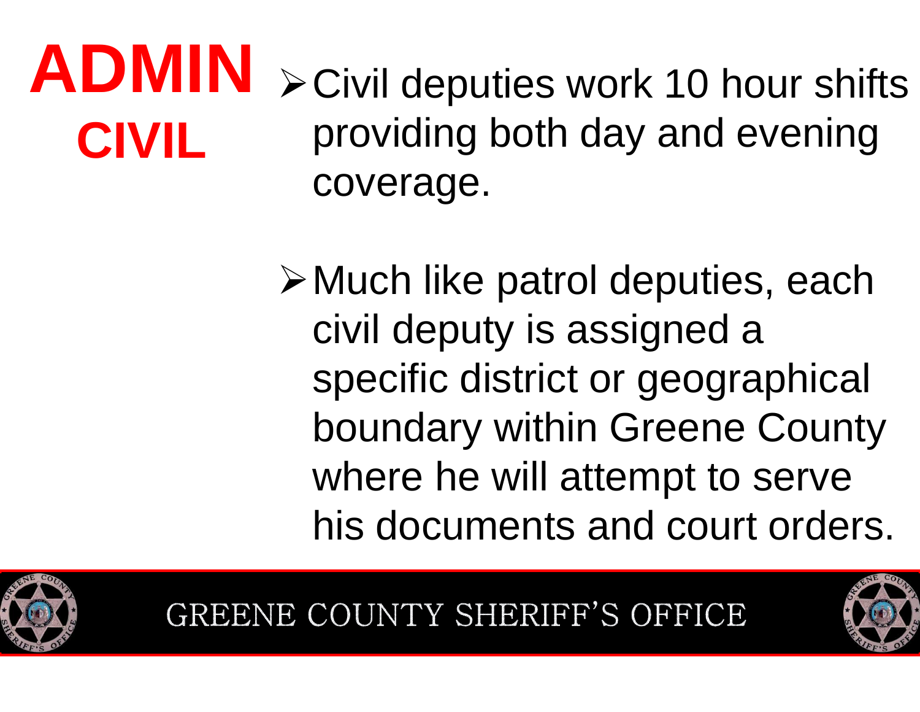# ADMIN

## CIVIL

- Civil deputies work 10 hour shifts providing both day and evening coverage.

- Much like patrol deputies, each civil deputy is assigned a specific district or geographical boundary within Greene County where he will attempt to serve his documents and court orders.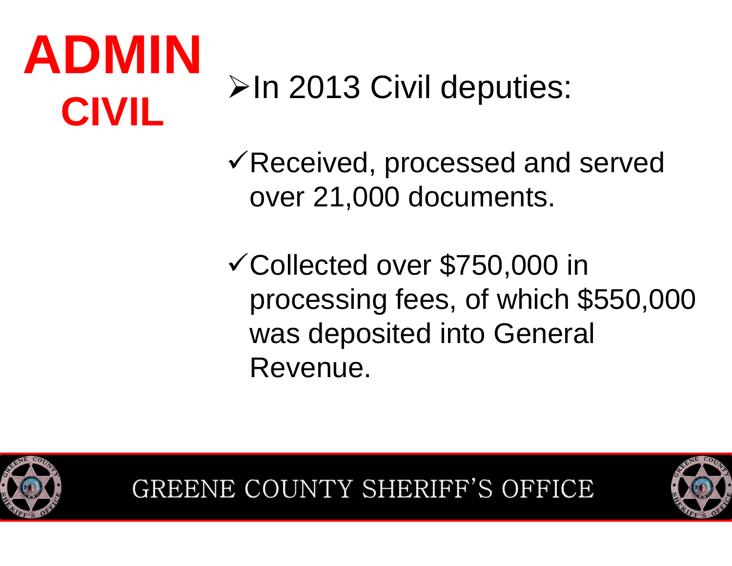# ADMIN

## CIVIL

- In 2013 Civil deputies:
  - ✓ Received, processed and served over 21,000 documents.
  - ✓ Collected over $750,000 in processing fees, of which $550,000 was deposited into General Revenue.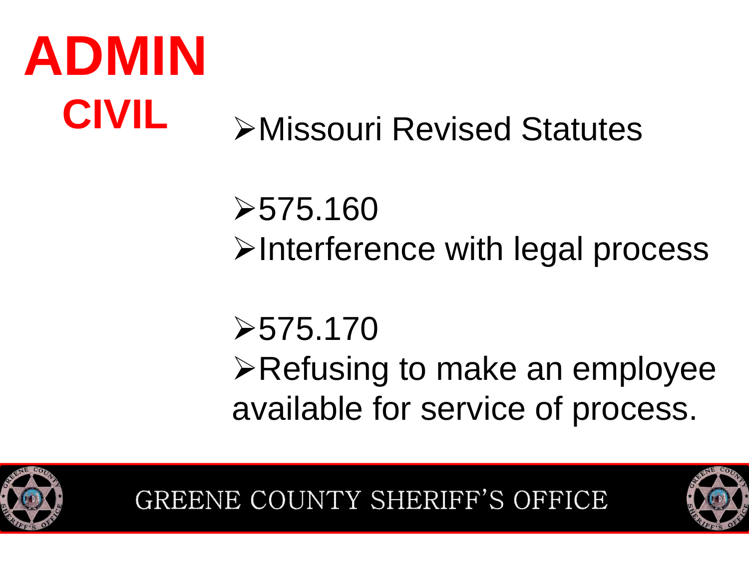# ADMIN

## CIVIL

- Missouri Revised Statutes

- 575.160
- Interference with legal process

- 575.170
- Refusing to make an employee available for service of process.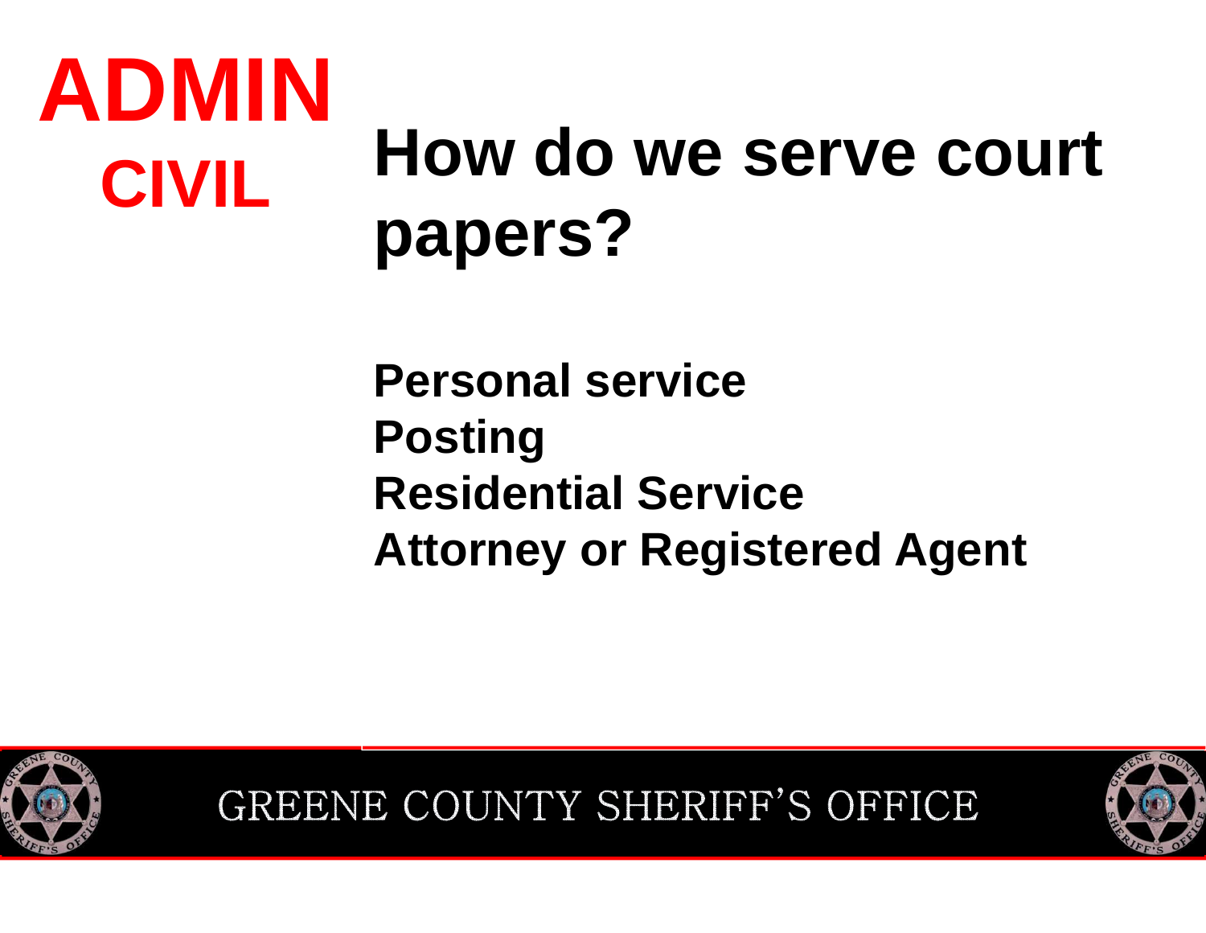**ADMIN**

**CIVIL**

# How do we serve court papers?

**Personal service**
**Posting**
**Residential Service**
**Attorney or Registered Agent**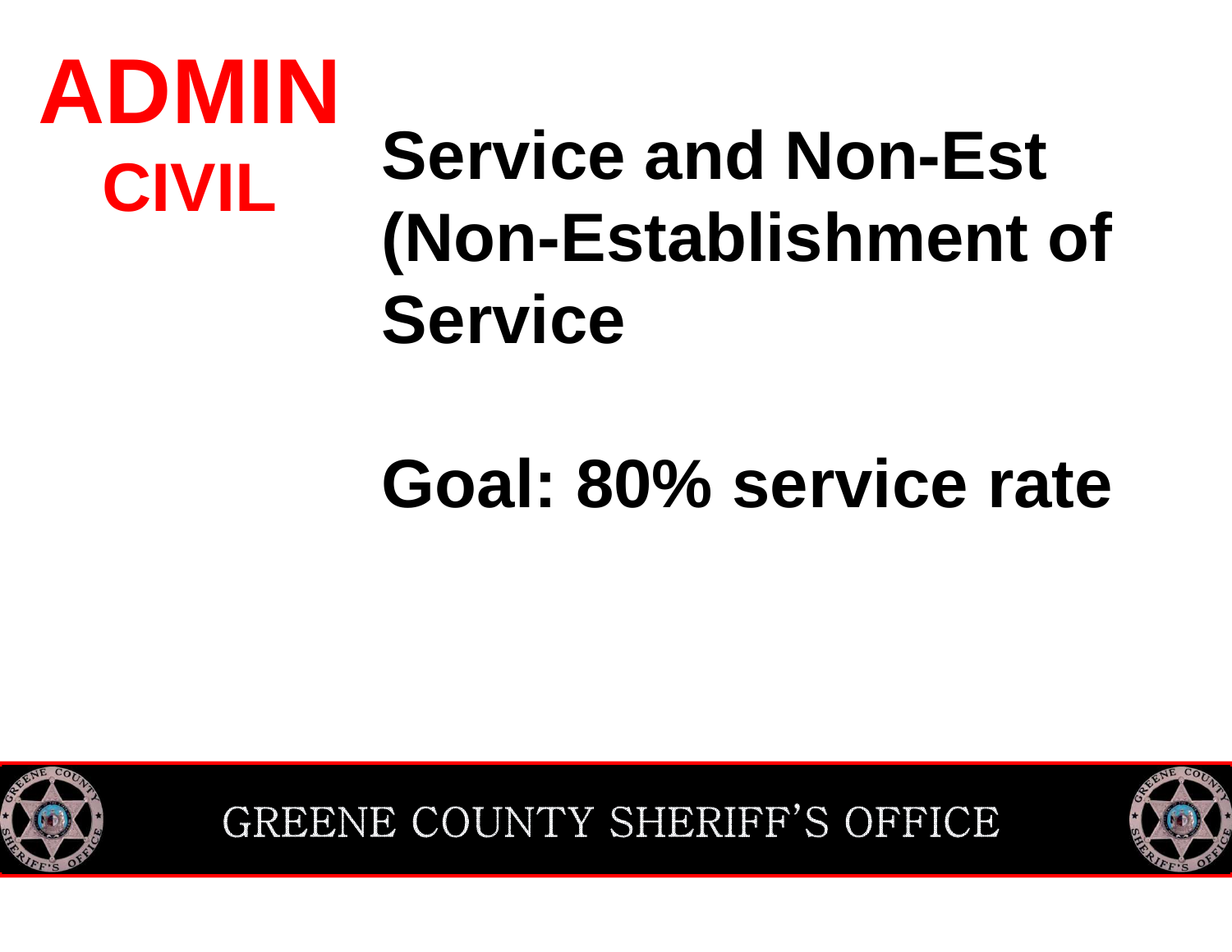# ADMIN

## CIVIL

## Service and Non-Est (Non-Establishment of Service

## Goal: 80% service rate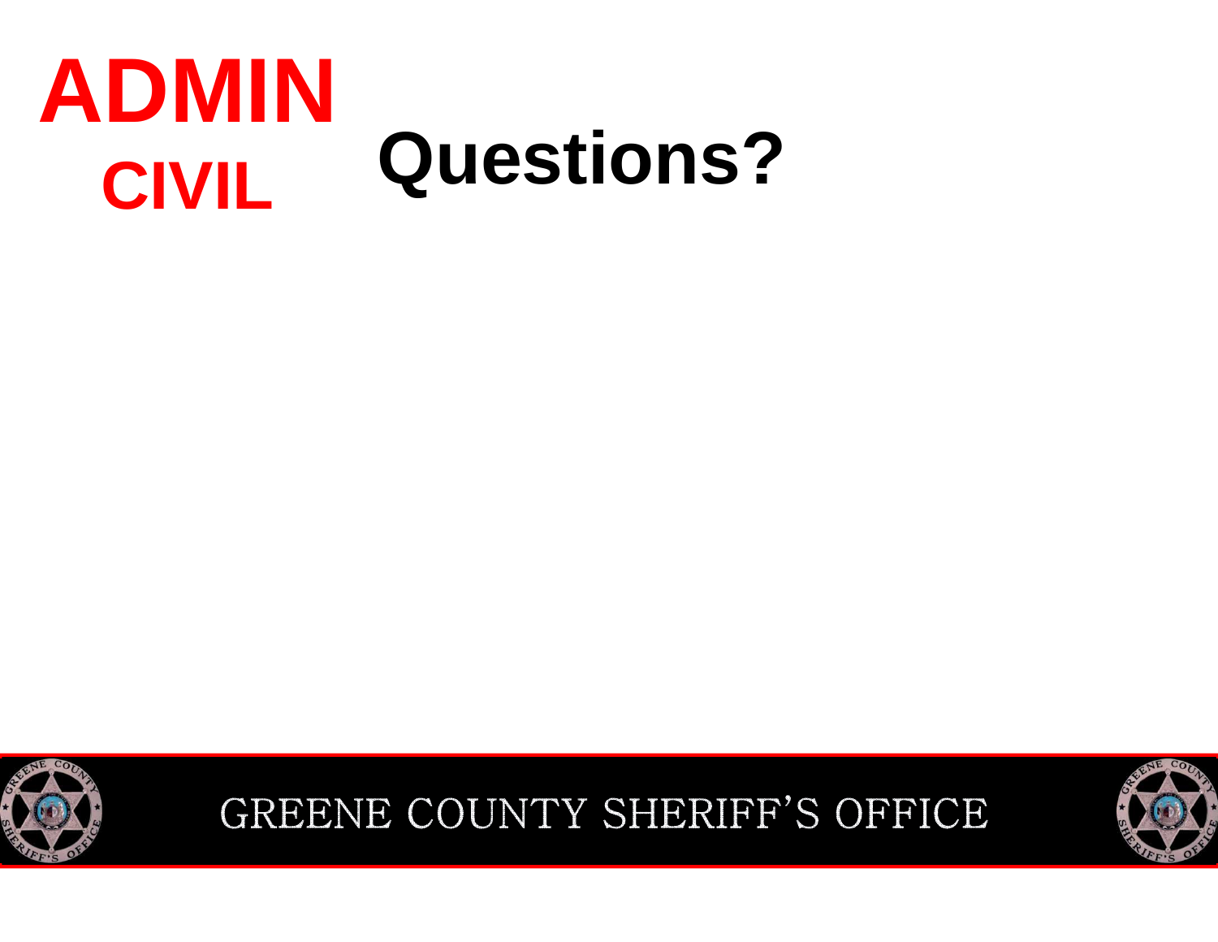ADMIN

CIVIL

# Questions?